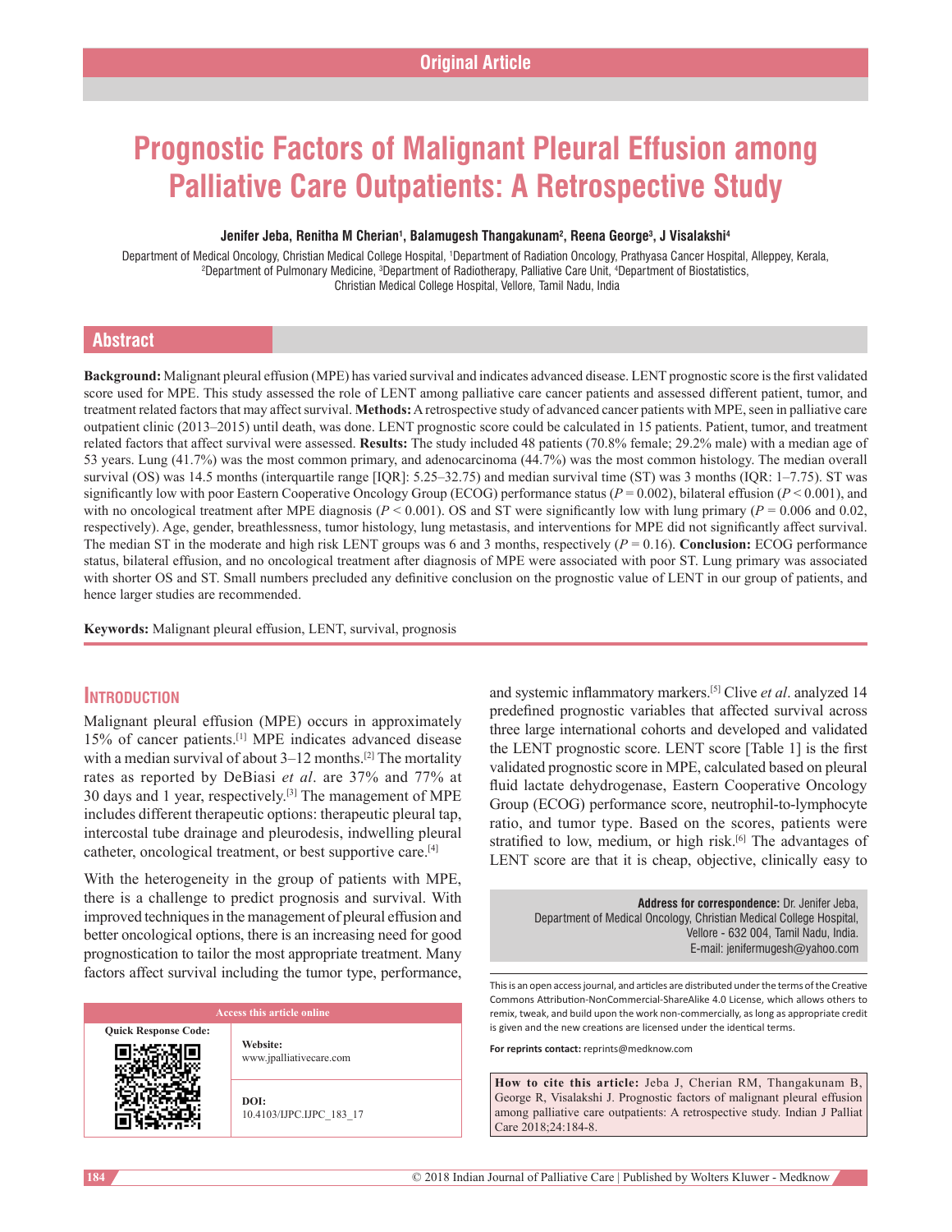Original Article

# Prognostic Factors of Malignant Pleural Effusion among Palliative Care Outpatients: A Retrospective Study

**Jenifer Jeba, Renitha M Cherian[1], Balamugesh Thangakunam[2], Reena George[3], J Visalakshi[4]**

Department of Medical Oncology, Christian Medical College Hospital, [1]Department of Radiation Oncology, Prathyasa Cancer Hospital, Alleppey, Kerala, [2]Department of Pulmonary Medicine, [3]Department of Radiotherapy, Palliative Care Unit, [4]Department of Biostatistics, Christian Medical College Hospital, Vellore, Tamil Nadu, India

## Abstract

**Background:** Malignant pleural effusion (MPE) has varied survival and indicates advanced disease. LENT prognostic score is the first validated score used for MPE. This study assessed the role of LENT among palliative care cancer patients and assessed different patient, tumor, and treatment related factors that may affect survival. **Methods:** A retrospective study of advanced cancer patients with MPE, seen in palliative care outpatient clinic (2013–2015) until death, was done. LENT prognostic score could be calculated in 15 patients. Patient, tumor, and treatment related factors that affect survival were assessed. **Results:** The study included 48 patients (70.8% female; 29.2% male) with a median age of 53 years. Lung (41.7%) was the most common primary, and adenocarcinoma (44.7%) was the most common histology. The median overall survival (OS) was 14.5 months (interquartile range [IQR]: 5.25–32.75) and median survival time (ST) was 3 months (IQR: 1–7.75). ST was significantly low with poor Eastern Cooperative Oncology Group (ECOG) performance status ($P = 0.002$), bilateral effusion ($P < 0.001$), and with no oncological treatment after MPE diagnosis ($P < 0.001$). OS and ST were significantly low with lung primary ($P = 0.006$ and 0.02, respectively). Age, gender, breathlessness, tumor histology, lung metastasis, and interventions for MPE did not significantly affect survival. The median ST in the moderate and high risk LENT groups was 6 and 3 months, respectively ($P = 0.16$). **Conclusion:** ECOG performance status, bilateral effusion, and no oncological treatment after diagnosis of MPE were associated with poor ST. Lung primary was associated with shorter OS and ST. Small numbers precluded any definitive conclusion on the prognostic value of LENT in our group of patients, and hence larger studies are recommended.

**Keywords:** Malignant pleural effusion, LENT, survival, prognosis

## Introduction

Malignant pleural effusion (MPE) occurs in approximately 15% of cancer patients.[1] MPE indicates advanced disease with a median survival of about 3–12 months.[2] The mortality rates as reported by DeBiasi *et al*. are 37% and 77% at 30 days and 1 year, respectively.[3] The management of MPE includes different therapeutic options: therapeutic pleural tap, intercostal tube drainage and pleurodesis, indwelling pleural catheter, oncological treatment, or best supportive care.[4]

With the heterogeneity in the group of patients with MPE, there is a challenge to predict prognosis and survival. With improved techniques in the management of pleural effusion and better oncological options, there is an increasing need for good prognostication to tailor the most appropriate treatment. Many factors affect survival including the tumor type, performance, and systemic inflammatory markers.[5] Clive *et al*. analyzed 14 predefined prognostic variables that affected survival across three large international cohorts and developed and validated the LENT prognostic score. LENT score [Table 1] is the first validated prognostic score in MPE, calculated based on pleural fluid lactate dehydrogenase, Eastern Cooperative Oncology Group (ECOG) performance score, neutrophil-to-lymphocyte ratio, and tumor type. Based on the scores, patients were stratified to low, medium, or high risk.[6] The advantages of LENT score are that it is cheap, objective, clinically easy to

**Address for correspondence:** Dr. Jenifer Jeba, Department of Medical Oncology, Christian Medical College Hospital, Vellore - 632 004, Tamil Nadu, India. E-mail: jenifermugesh@yahoo.com

This is an open access journal, and articles are distributed under the terms of the Creative Commons Attribution-NonCommercial-ShareAlike 4.0 License, which allows others to remix, tweak, and build upon the work non-commercially, as long as appropriate credit is given and the new creations are licensed under the identical terms.

**For reprints contact:** reprints@medknow.com

**How to cite this article:** Jeba J, Cherian RM, Thangakunam B, George R, Visalakshi J. Prognostic factors of malignant pleural effusion among palliative care outpatients: A retrospective study. Indian J Palliat Care 2018;24:184-8.

Access this article online

Website: www.jpalliativecare.com

DOI: 10.4103/IJPC.IJPC_183_17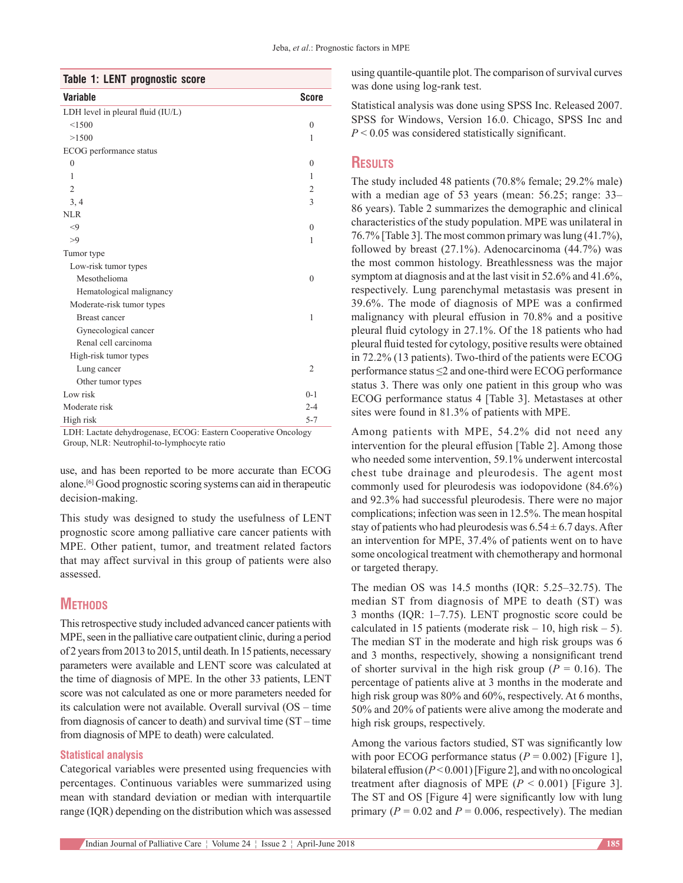**Table 1: LENT prognostic score**

| Variable | Score |
|---|---|
| LDH level in pleural fluid (IU/L) | |
| <1500 | 0 |
| >1500 | 1 |
| ECOG performance status | |
| 0 | 0 |
| 1 | 1 |
| 2 | 2 |
| 3, 4 | 3 |
| NLR | |
| <9 | 0 |
| >9 | 1 |
| Tumor type | |
| Low-risk tumor types | |
| Mesothelioma | 0 |
| Hematological malignancy | |
| Moderate-risk tumor types | |
| Breast cancer | 1 |
| Gynecological cancer | |
| Renal cell carcinoma | |
| High-risk tumor types | |
| Lung cancer | 2 |
| Other tumor types | |
| Low risk | 0-1 |
| Moderate risk | 2-4 |
| High risk | 5-7 |

LDH: Lactate dehydrogenase, ECOG: Eastern Cooperative Oncology Group, NLR: Neutrophil-to-lymphocyte ratio

use, and has been reported to be more accurate than ECOG alone.[6] Good prognostic scoring systems can aid in therapeutic decision-making.

This study was designed to study the usefulness of LENT prognostic score among palliative care cancer patients with MPE. Other patient, tumor, and treatment related factors that may affect survival in this group of patients were also assessed.

## Methods

This retrospective study included advanced cancer patients with MPE, seen in the palliative care outpatient clinic, during a period of 2 years from 2013 to 2015, until death. In 15 patients, necessary parameters were available and LENT score was calculated at the time of diagnosis of MPE. In the other 33 patients, LENT score was not calculated as one or more parameters needed for its calculation were not available. Overall survival (OS – time from diagnosis of cancer to death) and survival time (ST – time from diagnosis of MPE to death) were calculated.

### Statistical analysis

Categorical variables were presented using frequencies with percentages. Continuous variables were summarized using mean with standard deviation or median with interquartile range (IQR) depending on the distribution which was assessed using quantile-quantile plot. The comparison of survival curves was done using log-rank test.

Statistical analysis was done using SPSS Inc. Released 2007. SPSS for Windows, Version 16.0. Chicago, SPSS Inc and $P < 0.05$ was considered statistically significant.

## Results

The study included 48 patients (70.8% female; 29.2% male) with a median age of 53 years (mean: 56.25; range: 33–86 years). Table 2 summarizes the demographic and clinical characteristics of the study population. MPE was unilateral in 76.7% [Table 3]. The most common primary was lung (41.7%), followed by breast (27.1%). Adenocarcinoma (44.7%) was the most common histology. Breathlessness was the major symptom at diagnosis and at the last visit in 52.6% and 41.6%, respectively. Lung parenchymal metastasis was present in 39.6%. The mode of diagnosis of MPE was a confirmed malignancy with pleural effusion in 70.8% and a positive pleural fluid cytology in 27.1%. Of the 18 patients who had pleural fluid tested for cytology, positive results were obtained in 72.2% (13 patients). Two-third of the patients were ECOG performance status ≤2 and one-third were ECOG performance status 3. There was only one patient in this group who was ECOG performance status 4 [Table 3]. Metastases at other sites were found in 81.3% of patients with MPE.

Among patients with MPE, 54.2% did not need any intervention for the pleural effusion [Table 2]. Among those who needed some intervention, 59.1% underwent intercostal chest tube drainage and pleurodesis. The agent most commonly used for pleurodesis was iodopovidone (84.6%) and 92.3% had successful pleurodesis. There were no major complications; infection was seen in 12.5%. The mean hospital stay of patients who had pleurodesis was 6.54 ± 6.7 days. After an intervention for MPE, 37.4% of patients went on to have some oncological treatment with chemotherapy and hormonal or targeted therapy.

The median OS was 14.5 months (IQR: 5.25–32.75). The median ST from diagnosis of MPE to death (ST) was 3 months (IQR: 1–7.75). LENT prognostic score could be calculated in 15 patients (moderate risk – 10, high risk – 5). The median ST in the moderate and high risk groups was 6 and 3 months, respectively, showing a nonsignificant trend of shorter survival in the high risk group ($P = 0.16$). The percentage of patients alive at 3 months in the moderate and high risk group was 80% and 60%, respectively. At 6 months, 50% and 20% of patients were alive among the moderate and high risk groups, respectively.

Among the various factors studied, ST was significantly low with poor ECOG performance status ($P = 0.002$) [Figure 1], bilateral effusion ($P < 0.001$) [Figure 2], and with no oncological treatment after diagnosis of MPE ($P < 0.001$) [Figure 3]. The ST and OS [Figure 4] were significantly low with lung primary ($P = 0.02$ and $P = 0.006$, respectively). The median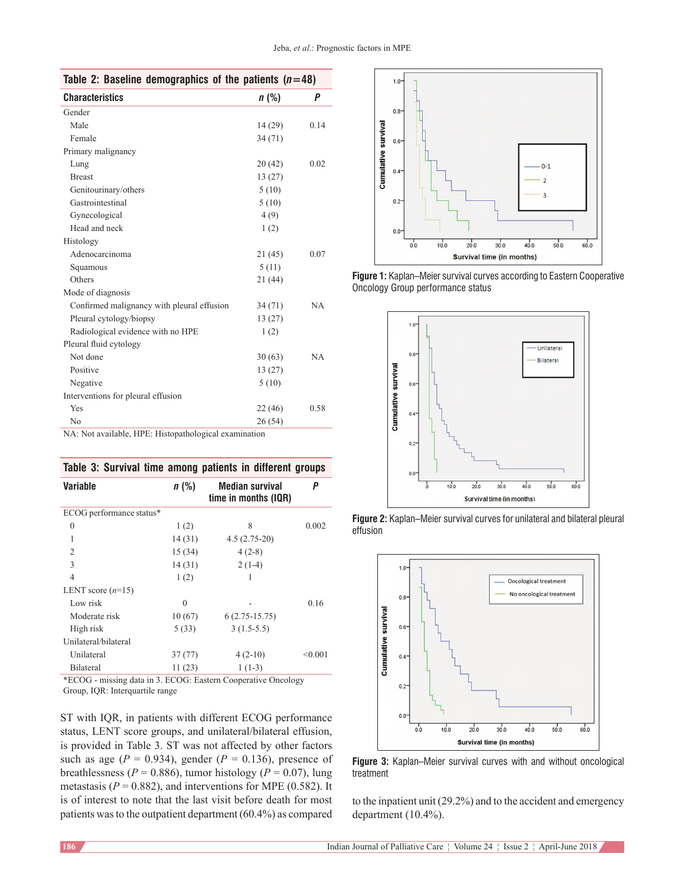**Table 2: Baseline demographics of the patients ($n$=48)**

| Characteristics | $n$ (%) | $P$ |
|---|---|---|
| Gender | | |
| Male | 14 (29) | 0.14 |
| Female | 34 (71) | |
| Primary malignancy | | |
| Lung | 20 (42) | 0.02 |
| Breast | 13 (27) | |
| Genitourinary/others | 5 (10) | |
| Gastrointestinal | 5 (10) | |
| Gynecological | 4 (9) | |
| Head and neck | 1 (2) | |
| Histology | | |
| Adenocarcinoma | 21 (45) | 0.07 |
| Squamous | 5 (11) | |
| Others | 21 (44) | |
| Mode of diagnosis | | |
| Confirmed malignancy with pleural effusion | 34 (71) | NA |
| Pleural cytology/biopsy | 13 (27) | |
| Radiological evidence with no HPE | 1 (2) | |
| Pleural fluid cytology | | |
| Not done | 30 (63) | NA |
| Positive | 13 (27) | |
| Negative | 5 (10) | |
| Interventions for pleural effusion | | |
| Yes | 22 (46) | 0.58 |
| No | 26 (54) | |

NA: Not available, HPE: Histopathological examination

**Table 3: Survival time among patients in different groups**

| Variable | $n$ (%) | Median survival time in months (IQR) | $P$ |
|---|---|---|---|
| ECOG performance status* | | | |
| 0 | 1 (2) | 8 | 0.002 |
| 1 | 14 (31) | 4.5 (2.75-20) | |
| 2 | 15 (34) | 4 (2-8) | |
| 3 | 14 (31) | 2 (1-4) | |
| 4 | 1 (2) | 1 | |
| LENT score ($n$=15) | | | |
| Low risk | 0 | - | 0.16 |
| Moderate risk | 10 (67) | 6 (2.75-15.75) | |
| High risk | 5 (33) | 3 (1.5-5.5) | |
| Unilateral/bilateral | | | |
| Unilateral | 37 (77) | 4 (2-10) | <0.001 |
| Bilateral | 11 (23) | 1 (1-3) | |

*ECOG - missing data in 3. ECOG: Eastern Cooperative Oncology Group, IQR: Interquartile range

ST with IQR, in patients with different ECOG performance status, LENT score groups, and unilateral/bilateral effusion, is provided in Table 3. ST was not affected by other factors such as age ($P$ = 0.934), gender ($P$ = 0.136), presence of breathlessness ($P$ = 0.886), tumor histology ($P$ = 0.07), lung metastasis ($P$ = 0.882), and interventions for MPE (0.582). It is of interest to note that the last visit before death for most patients was to the outpatient department (60.4%) as compared to the inpatient unit (29.2%) and to the accident and emergency department (10.4%).

**Figure 1:** Kaplan–Meier survival curves according to Eastern Cooperative Oncology Group performance status

**Figure 2:** Kaplan–Meier survival curves for unilateral and bilateral pleural effusion

**Figure 3:** Kaplan–Meier survival curves with and without oncological treatment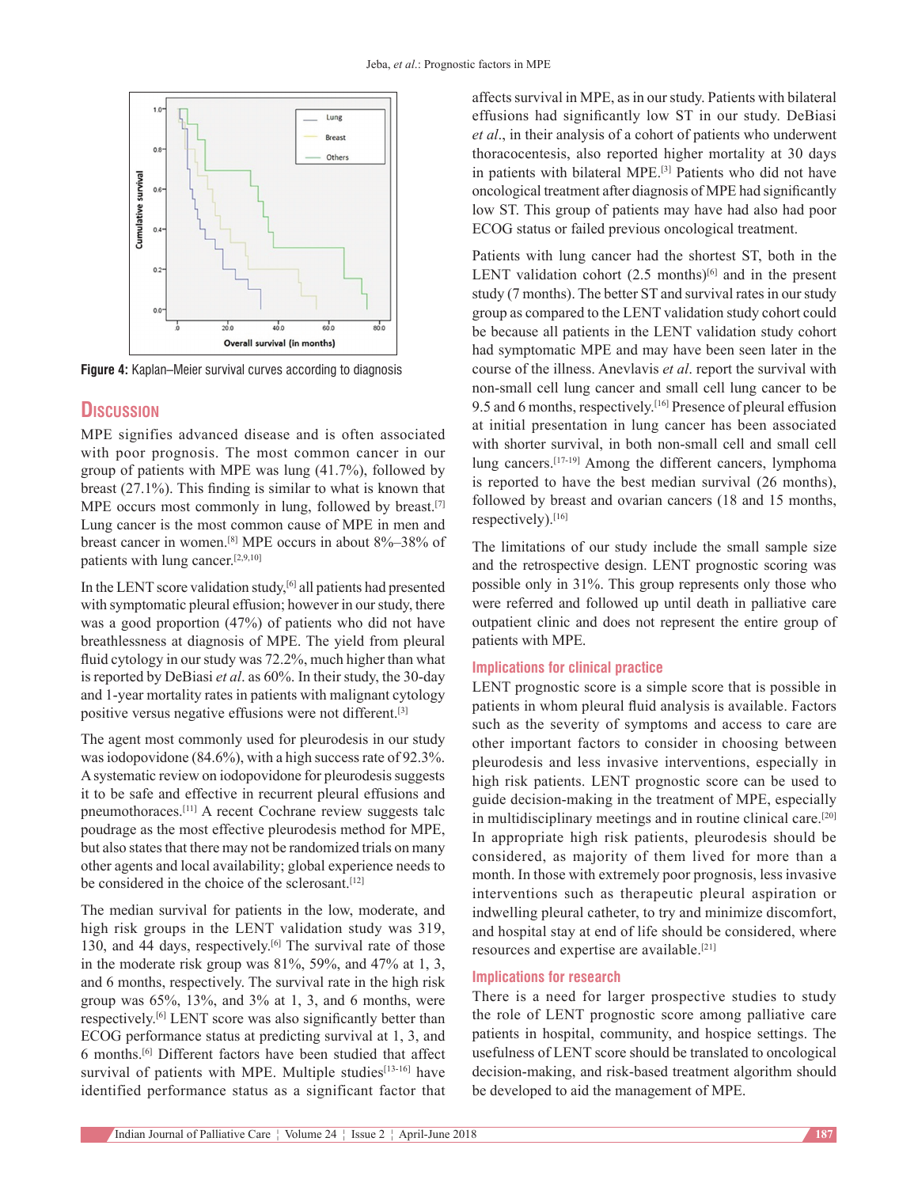Figure 4: Kaplan–Meier survival curves according to diagnosis

## Discussion

MPE signifies advanced disease and is often associated with poor prognosis. The most common cancer in our group of patients with MPE was lung (41.7%), followed by breast (27.1%). This finding is similar to what is known that MPE occurs most commonly in lung, followed by breast.[7] Lung cancer is the most common cause of MPE in men and breast cancer in women.[8] MPE occurs in about 8%–38% of patients with lung cancer.[2,9,10]

In the LENT score validation study,[6] all patients had presented with symptomatic pleural effusion; however in our study, there was a good proportion (47%) of patients who did not have breathlessness at diagnosis of MPE. The yield from pleural fluid cytology in our study was 72.2%, much higher than what is reported by DeBiasi *et al*. as 60%. In their study, the 30-day and 1-year mortality rates in patients with malignant cytology positive versus negative effusions were not different.[3]

The agent most commonly used for pleurodesis in our study was iodopovidone (84.6%), with a high success rate of 92.3%. A systematic review on iodopovidone for pleurodesis suggests it to be safe and effective in recurrent pleural effusions and pneumothoraces.[11] A recent Cochrane review suggests talc poudrage as the most effective pleurodesis method for MPE, but also states that there may not be randomized trials on many other agents and local availability; global experience needs to be considered in the choice of the sclerosant.[12]

The median survival for patients in the low, moderate, and high risk groups in the LENT validation study was 319, 130, and 44 days, respectively.[6] The survival rate of those in the moderate risk group was 81%, 59%, and 47% at 1, 3, and 6 months, respectively. The survival rate in the high risk group was 65%, 13%, and 3% at 1, 3, and 6 months, were respectively.[6] LENT score was also significantly better than ECOG performance status at predicting survival at 1, 3, and 6 months.[6] Different factors have been studied that affect survival of patients with MPE. Multiple studies[13-16] have identified performance status as a significant factor that affects survival in MPE, as in our study. Patients with bilateral effusions had significantly low ST in our study. DeBiasi *et al*., in their analysis of a cohort of patients who underwent thoracocentesis, also reported higher mortality at 30 days in patients with bilateral MPE.[3] Patients who did not have oncological treatment after diagnosis of MPE had significantly low ST. This group of patients may have had also had poor ECOG status or failed previous oncological treatment.

Patients with lung cancer had the shortest ST, both in the LENT validation cohort (2.5 months)[6] and in the present study (7 months). The better ST and survival rates in our study group as compared to the LENT validation study cohort could be because all patients in the LENT validation study cohort had symptomatic MPE and may have been seen later in the course of the illness. Anevlavis *et al*. report the survival with non-small cell lung cancer and small cell lung cancer to be 9.5 and 6 months, respectively.[16] Presence of pleural effusion at initial presentation in lung cancer has been associated with shorter survival, in both non-small cell and small cell lung cancers.[17-19] Among the different cancers, lymphoma is reported to have the best median survival (26 months), followed by breast and ovarian cancers (18 and 15 months, respectively).[16]

The limitations of our study include the small sample size and the retrospective design. LENT prognostic scoring was possible only in 31%. This group represents only those who were referred and followed up until death in palliative care outpatient clinic and does not represent the entire group of patients with MPE.

### Implications for clinical practice

LENT prognostic score is a simple score that is possible in patients in whom pleural fluid analysis is available. Factors such as the severity of symptoms and access to care are other important factors to consider in choosing between pleurodesis and less invasive interventions, especially in high risk patients. LENT prognostic score can be used to guide decision-making in the treatment of MPE, especially in multidisciplinary meetings and in routine clinical care.[20] In appropriate high risk patients, pleurodesis should be considered, as majority of them lived for more than a month. In those with extremely poor prognosis, less invasive interventions such as therapeutic pleural aspiration or indwelling pleural catheter, to try and minimize discomfort, and hospital stay at end of life should be considered, where resources and expertise are available.[21]

### Implications for research

There is a need for larger prospective studies to study the role of LENT prognostic score among palliative care patients in hospital, community, and hospice settings. The usefulness of LENT score should be translated to oncological decision-making, and risk-based treatment algorithm should be developed to aid the management of MPE.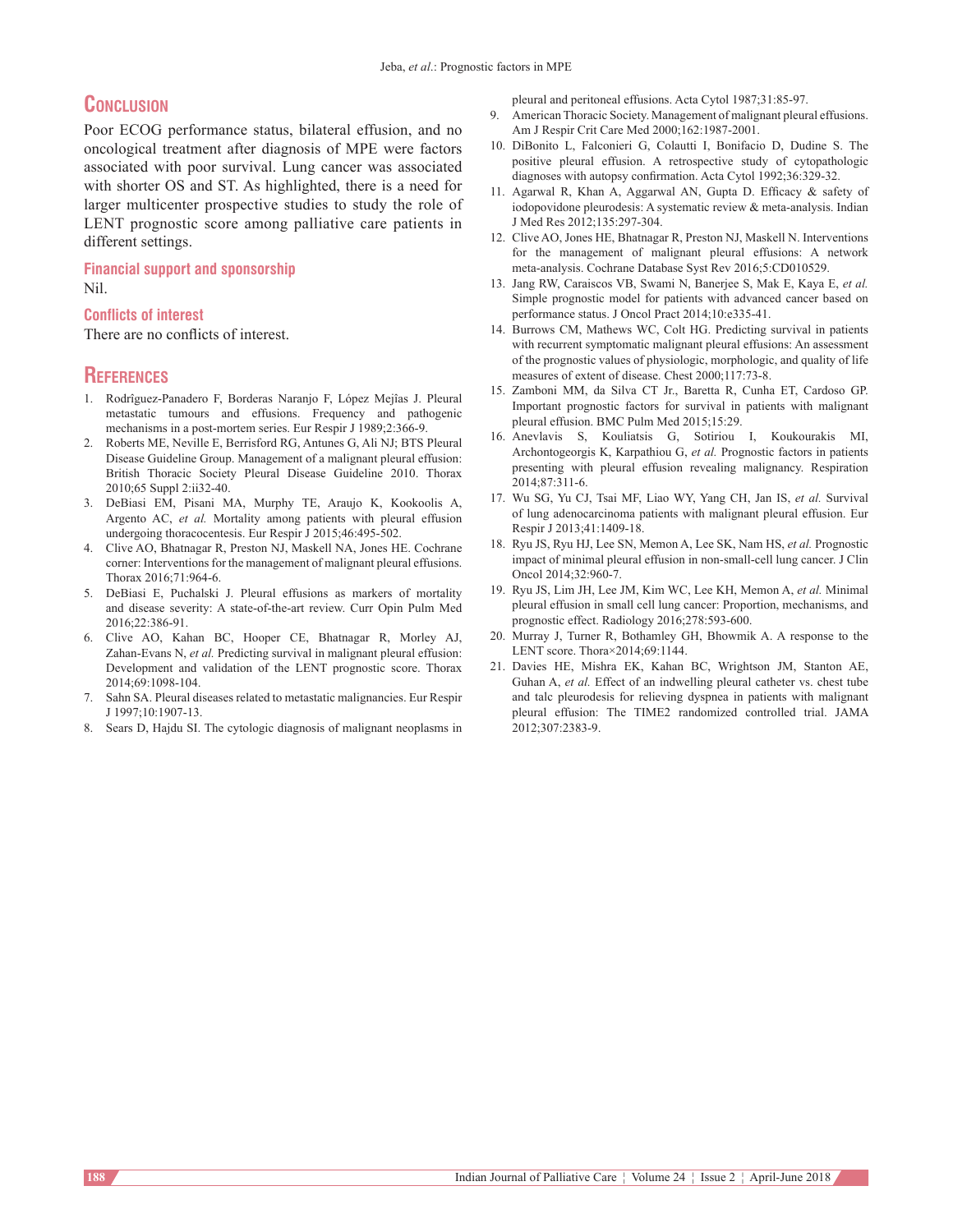## Conclusion

Poor ECOG performance status, bilateral effusion, and no oncological treatment after diagnosis of MPE were factors associated with poor survival. Lung cancer was associated with shorter OS and ST. As highlighted, there is a need for larger multicenter prospective studies to study the role of LENT prognostic score among palliative care patients in different settings.

### Financial support and sponsorship

Nil.

### Conflicts of interest

There are no conflicts of interest.

## References

1. Rodrîguez-Panadero F, Borderas Naranjo F, López Mejîas J. Pleural metastatic tumours and effusions. Frequency and pathogenic mechanisms in a post-mortem series. Eur Respir J 1989;2:366-9.
2. Roberts ME, Neville E, Berrisford RG, Antunes G, Ali NJ; BTS Pleural Disease Guideline Group. Management of a malignant pleural effusion: British Thoracic Society Pleural Disease Guideline 2010. Thorax 2010;65 Suppl 2:ii32-40.
3. DeBiasi EM, Pisani MA, Murphy TE, Araujo K, Kookoolis A, Argento AC, *et al.* Mortality among patients with pleural effusion undergoing thoracocentesis. Eur Respir J 2015;46:495-502.
4. Clive AO, Bhatnagar R, Preston NJ, Maskell NA, Jones HE. Cochrane corner: Interventions for the management of malignant pleural effusions. Thorax 2016;71:964-6.
5. DeBiasi E, Puchalski J. Pleural effusions as markers of mortality and disease severity: A state-of-the-art review. Curr Opin Pulm Med 2016;22:386-91.
6. Clive AO, Kahan BC, Hooper CE, Bhatnagar R, Morley AJ, Zahan-Evans N, *et al.* Predicting survival in malignant pleural effusion: Development and validation of the LENT prognostic score. Thorax 2014;69:1098-104.
7. Sahn SA. Pleural diseases related to metastatic malignancies. Eur Respir J 1997;10:1907-13.
8. Sears D, Hajdu SI. The cytologic diagnosis of malignant neoplasms in pleural and peritoneal effusions. Acta Cytol 1987;31:85-97.
9. American Thoracic Society. Management of malignant pleural effusions. Am J Respir Crit Care Med 2000;162:1987-2001.
10. DiBonito L, Falconieri G, Colautti I, Bonifacio D, Dudine S. The positive pleural effusion. A retrospective study of cytopathologic diagnoses with autopsy confirmation. Acta Cytol 1992;36:329-32.
11. Agarwal R, Khan A, Aggarwal AN, Gupta D. Efficacy & safety of iodopovidone pleurodesis: A systematic review & meta-analysis. Indian J Med Res 2012;135:297-304.
12. Clive AO, Jones HE, Bhatnagar R, Preston NJ, Maskell N. Interventions for the management of malignant pleural effusions: A network meta-analysis. Cochrane Database Syst Rev 2016;5:CD010529.
13. Jang RW, Caraiscos VB, Swami N, Banerjee S, Mak E, Kaya E, *et al.* Simple prognostic model for patients with advanced cancer based on performance status. J Oncol Pract 2014;10:e335-41.
14. Burrows CM, Mathews WC, Colt HG. Predicting survival in patients with recurrent symptomatic malignant pleural effusions: An assessment of the prognostic values of physiologic, morphologic, and quality of life measures of extent of disease. Chest 2000;117:73-8.
15. Zamboni MM, da Silva CT Jr., Baretta R, Cunha ET, Cardoso GP. Important prognostic factors for survival in patients with malignant pleural effusion. BMC Pulm Med 2015;15:29.
16. Anevlavis S, Kouliatsis G, Sotiriou I, Koukourakis MI, Archontogeorgis K, Karpathiou G, *et al.* Prognostic factors in patients presenting with pleural effusion revealing malignancy. Respiration 2014;87:311-6.
17. Wu SG, Yu CJ, Tsai MF, Liao WY, Yang CH, Jan IS, *et al.* Survival of lung adenocarcinoma patients with malignant pleural effusion. Eur Respir J 2013;41:1409-18.
18. Ryu JS, Ryu HJ, Lee SN, Memon A, Lee SK, Nam HS, *et al.* Prognostic impact of minimal pleural effusion in non-small-cell lung cancer. J Clin Oncol 2014;32:960-7.
19. Ryu JS, Lim JH, Lee JM, Kim WC, Lee KH, Memon A, *et al.* Minimal pleural effusion in small cell lung cancer: Proportion, mechanisms, and prognostic effect. Radiology 2016;278:593-600.
20. Murray J, Turner R, Bothamley GH, Bhowmik A. A response to the LENT score. Thora× 2014;69:1144.
21. Davies HE, Mishra EK, Kahan BC, Wrightson JM, Stanton AE, Guhan A, *et al.* Effect of an indwelling pleural catheter vs. chest tube and talc pleurodesis for relieving dyspnea in patients with malignant pleural effusion: The TIME2 randomized controlled trial. JAMA 2012;307:2383-9.